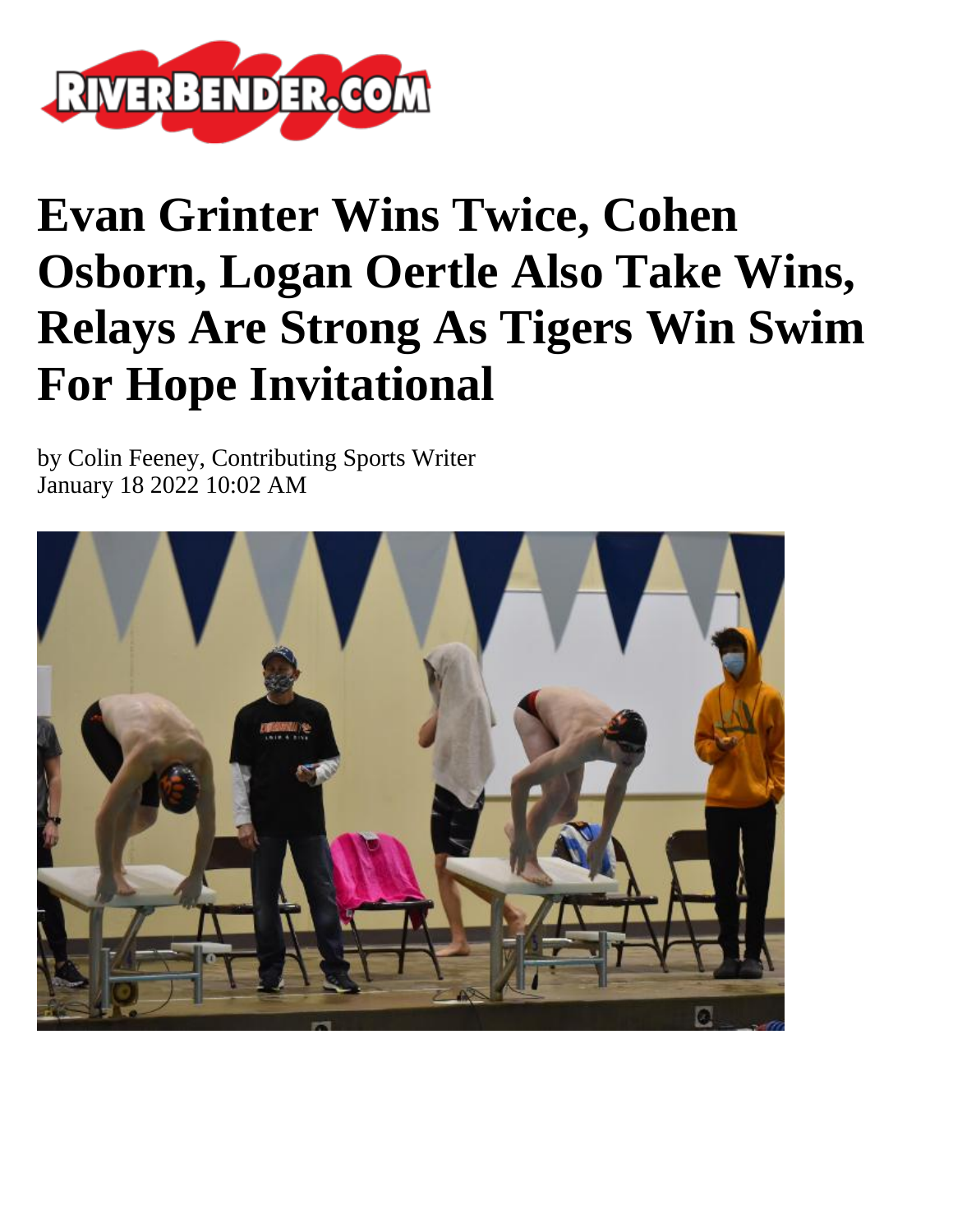# Evan Grinter Wins Twice, Cohen Osborn, Logan Oertle Also Take Wins, Relays Are Strong As Tigers Win Swim For Hope Invitational

by Colin Feeney, Contributing Sports Writer
January 18 2022 10:02 AM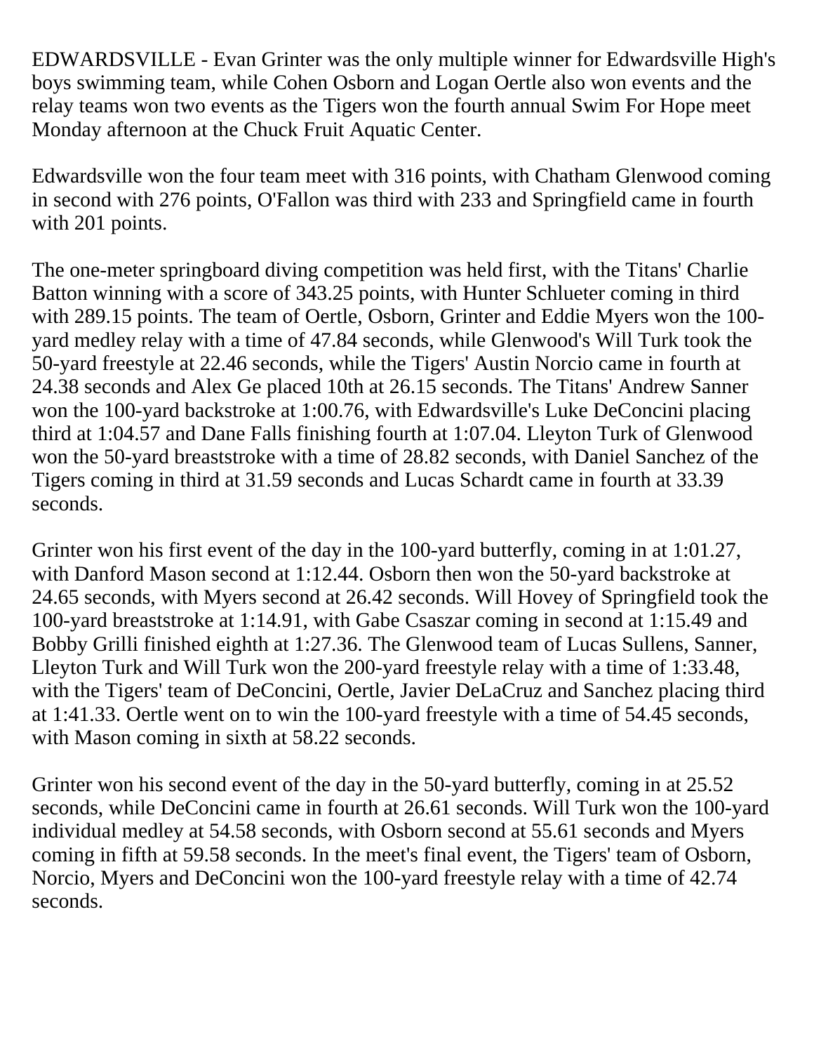EDWARDSVILLE - Evan Grinter was the only multiple winner for Edwardsville High's boys swimming team, while Cohen Osborn and Logan Oertle also won events and the relay teams won two events as the Tigers won the fourth annual Swim For Hope meet Monday afternoon at the Chuck Fruit Aquatic Center.

Edwardsville won the four team meet with 316 points, with Chatham Glenwood coming in second with 276 points, O'Fallon was third with 233 and Springfield came in fourth with 201 points.

The one-meter springboard diving competition was held first, with the Titans' Charlie Batton winning with a score of 343.25 points, with Hunter Schlueter coming in third with 289.15 points. The team of Oertle, Osborn, Grinter and Eddie Myers won the 100-yard medley relay with a time of 47.84 seconds, while Glenwood's Will Turk took the 50-yard freestyle at 22.46 seconds, while the Tigers' Austin Norcio came in fourth at 24.38 seconds and Alex Ge placed 10th at 26.15 seconds. The Titans' Andrew Sanner won the 100-yard backstroke at 1:00.76, with Edwardsville's Luke DeConcini placing third at 1:04.57 and Dane Falls finishing fourth at 1:07.04. Lleyton Turk of Glenwood won the 50-yard breaststroke with a time of 28.82 seconds, with Daniel Sanchez of the Tigers coming in third at 31.59 seconds and Lucas Schardt came in fourth at 33.39 seconds.

Grinter won his first event of the day in the 100-yard butterfly, coming in at 1:01.27, with Danford Mason second at 1:12.44. Osborn then won the 50-yard backstroke at 24.65 seconds, with Myers second at 26.42 seconds. Will Hovey of Springfield took the 100-yard breaststroke at 1:14.91, with Gabe Csaszar coming in second at 1:15.49 and Bobby Grilli finished eighth at 1:27.36. The Glenwood team of Lucas Sullens, Sanner, Lleyton Turk and Will Turk won the 200-yard freestyle relay with a time of 1:33.48, with the Tigers' team of DeConcini, Oertle, Javier DeLaCruz and Sanchez placing third at 1:41.33. Oertle went on to win the 100-yard freestyle with a time of 54.45 seconds, with Mason coming in sixth at 58.22 seconds.

Grinter won his second event of the day in the 50-yard butterfly, coming in at 25.52 seconds, while DeConcini came in fourth at 26.61 seconds. Will Turk won the 100-yard individual medley at 54.58 seconds, with Osborn second at 55.61 seconds and Myers coming in fifth at 59.58 seconds. In the meet's final event, the Tigers' team of Osborn, Norcio, Myers and DeConcini won the 100-yard freestyle relay with a time of 42.74 seconds.